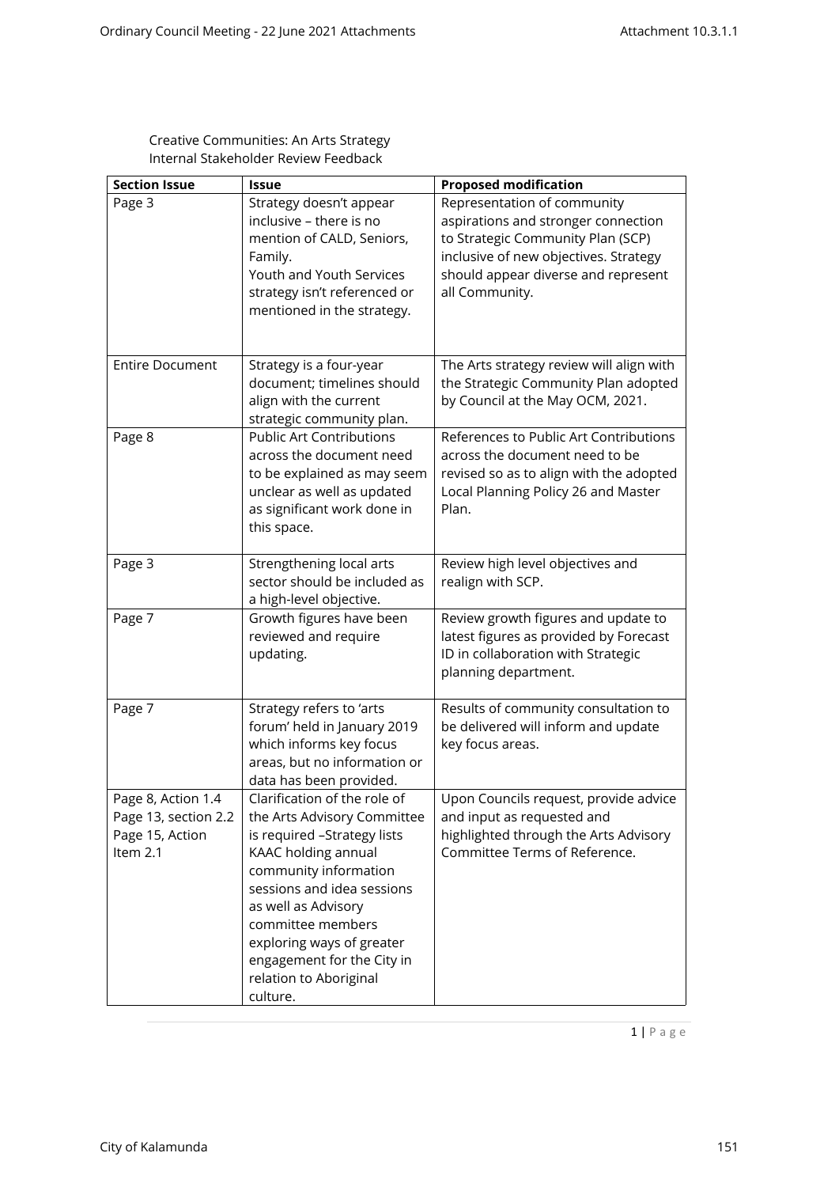Creative Communities: An Arts Strategy
Internal Stakeholder Review Feedback

| Section Issue | Issue | Proposed modification |
|---|---|---|
| Page 3 | Strategy doesn't appear inclusive – there is no mention of CALD, Seniors, Family.<br>Youth and Youth Services strategy isn't referenced or mentioned in the strategy. | Representation of community aspirations and stronger connection to Strategic Community Plan (SCP) inclusive of new objectives. Strategy should appear diverse and represent all Community. |
| Entire Document | Strategy is a four-year document; timelines should align with the current strategic community plan. | The Arts strategy review will align with the Strategic Community Plan adopted by Council at the May OCM, 2021. |
| Page 8 | Public Art Contributions across the document need to be explained as may seem unclear as well as updated as significant work done in this space. | References to Public Art Contributions across the document need to be revised so as to align with the adopted Local Planning Policy 26 and Master Plan. |
| Page 3 | Strengthening local arts sector should be included as a high-level objective. | Review high level objectives and realign with SCP. |
| Page 7 | Growth figures have been reviewed and require updating. | Review growth figures and update to latest figures as provided by Forecast ID in collaboration with Strategic planning department. |
| Page 7 | Strategy refers to 'arts forum' held in January 2019 which informs key focus areas, but no information or data has been provided. | Results of community consultation to be delivered will inform and update key focus areas. |
| Page 8, Action 1.4<br>Page 13, section 2.2<br>Page 15, Action Item 2.1 | Clarification of the role of the Arts Advisory Committee is required –Strategy lists KAAC holding annual community information sessions and idea sessions as well as Advisory committee members exploring ways of greater engagement for the City in relation to Aboriginal culture. | Upon Councils request, provide advice and input as requested and highlighted through the Arts Advisory Committee Terms of Reference. |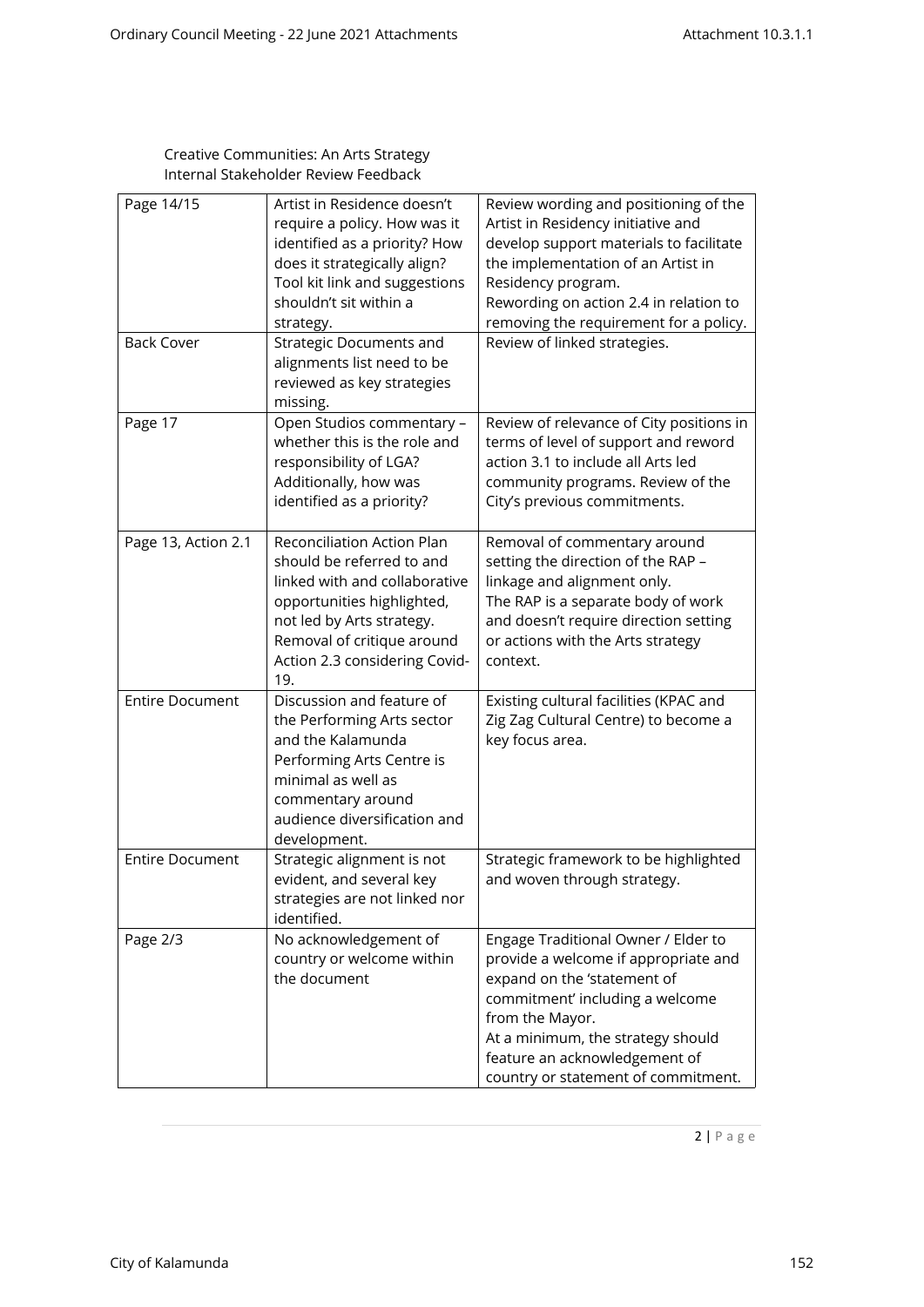Creative Communities: An Arts Strategy
Internal Stakeholder Review Feedback

| | | |
|---|---|---|
| Page 14/15 | Artist in Residence doesn't require a policy. How was it identified as a priority? How does it strategically align? Tool kit link and suggestions shouldn't sit within a strategy. | Review wording and positioning of the Artist in Residency initiative and develop support materials to facilitate the implementation of an Artist in Residency program. Rewording on action 2.4 in relation to removing the requirement for a policy. |
| Back Cover | Strategic Documents and alignments list need to be reviewed as key strategies missing. | Review of linked strategies. |
| Page 17 | Open Studios commentary – whether this is the role and responsibility of LGA? Additionally, how was identified as a priority? | Review of relevance of City positions in terms of level of support and reword action 3.1 to include all Arts led community programs. Review of the City's previous commitments. |
| Page 13, Action 2.1 | Reconciliation Action Plan should be referred to and linked with and collaborative opportunities highlighted, not led by Arts strategy. Removal of critique around Action 2.3 considering Covid-19. | Removal of commentary around setting the direction of the RAP – linkage and alignment only. The RAP is a separate body of work and doesn't require direction setting or actions with the Arts strategy context. |
| Entire Document | Discussion and feature of the Performing Arts sector and the Kalamunda Performing Arts Centre is minimal as well as commentary around audience diversification and development. | Existing cultural facilities (KPAC and Zig Zag Cultural Centre) to become a key focus area. |
| Entire Document | Strategic alignment is not evident, and several key strategies are not linked nor identified. | Strategic framework to be highlighted and woven through strategy. |
| Page 2/3 | No acknowledgement of country or welcome within the document | Engage Traditional Owner / Elder to provide a welcome if appropriate and expand on the 'statement of commitment' including a welcome from the Mayor.<br>At a minimum, the strategy should feature an acknowledgement of country or statement of commitment. |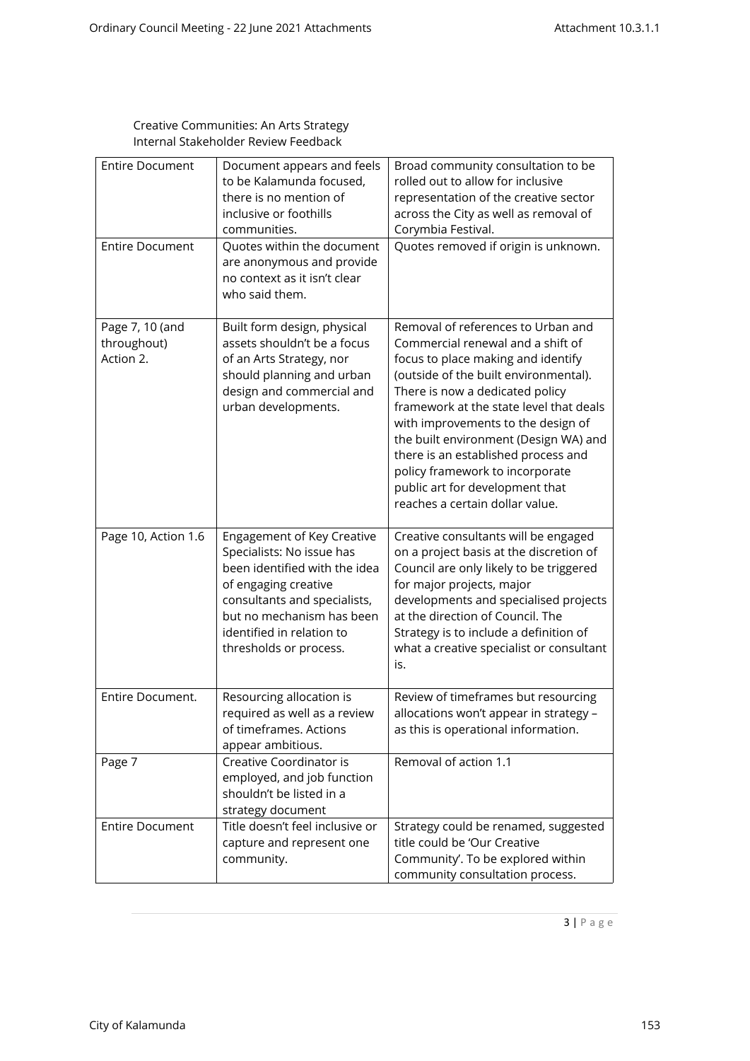Creative Communities: An Arts Strategy
Internal Stakeholder Review Feedback

| Entire Document | Document appears and feels to be Kalamunda focused, there is no mention of inclusive or foothills communities. | Broad community consultation to be rolled out to allow for inclusive representation of the creative sector across the City as well as removal of Corymbia Festival. |
|---|---|---|
| Entire Document | Quotes within the document are anonymous and provide no context as it isn't clear who said them. | Quotes removed if origin is unknown. |
| Page 7, 10 (and throughout) Action 2. | Built form design, physical assets shouldn't be a focus of an Arts Strategy, nor should planning and urban design and commercial and urban developments. | Removal of references to Urban and Commercial renewal and a shift of focus to place making and identify (outside of the built environmental). There is now a dedicated policy framework at the state level that deals with improvements to the design of the built environment (Design WA) and there is an established process and policy framework to incorporate public art for development that reaches a certain dollar value. |
| Page 10, Action 1.6 | Engagement of Key Creative Specialists: No issue has been identified with the idea of engaging creative consultants and specialists, but no mechanism has been identified in relation to thresholds or process. | Creative consultants will be engaged on a project basis at the discretion of Council are only likely to be triggered for major projects, major developments and specialised projects at the direction of Council. The Strategy is to include a definition of what a creative specialist or consultant is. |
| Entire Document. | Resourcing allocation is required as well as a review of timeframes. Actions appear ambitious. | Review of timeframes but resourcing allocations won't appear in strategy – as this is operational information. |
| Page 7 | Creative Coordinator is employed, and job function shouldn't be listed in a strategy document | Removal of action 1.1 |
| Entire Document | Title doesn't feel inclusive or capture and represent one community. | Strategy could be renamed, suggested title could be 'Our Creative Community'. To be explored within community consultation process. |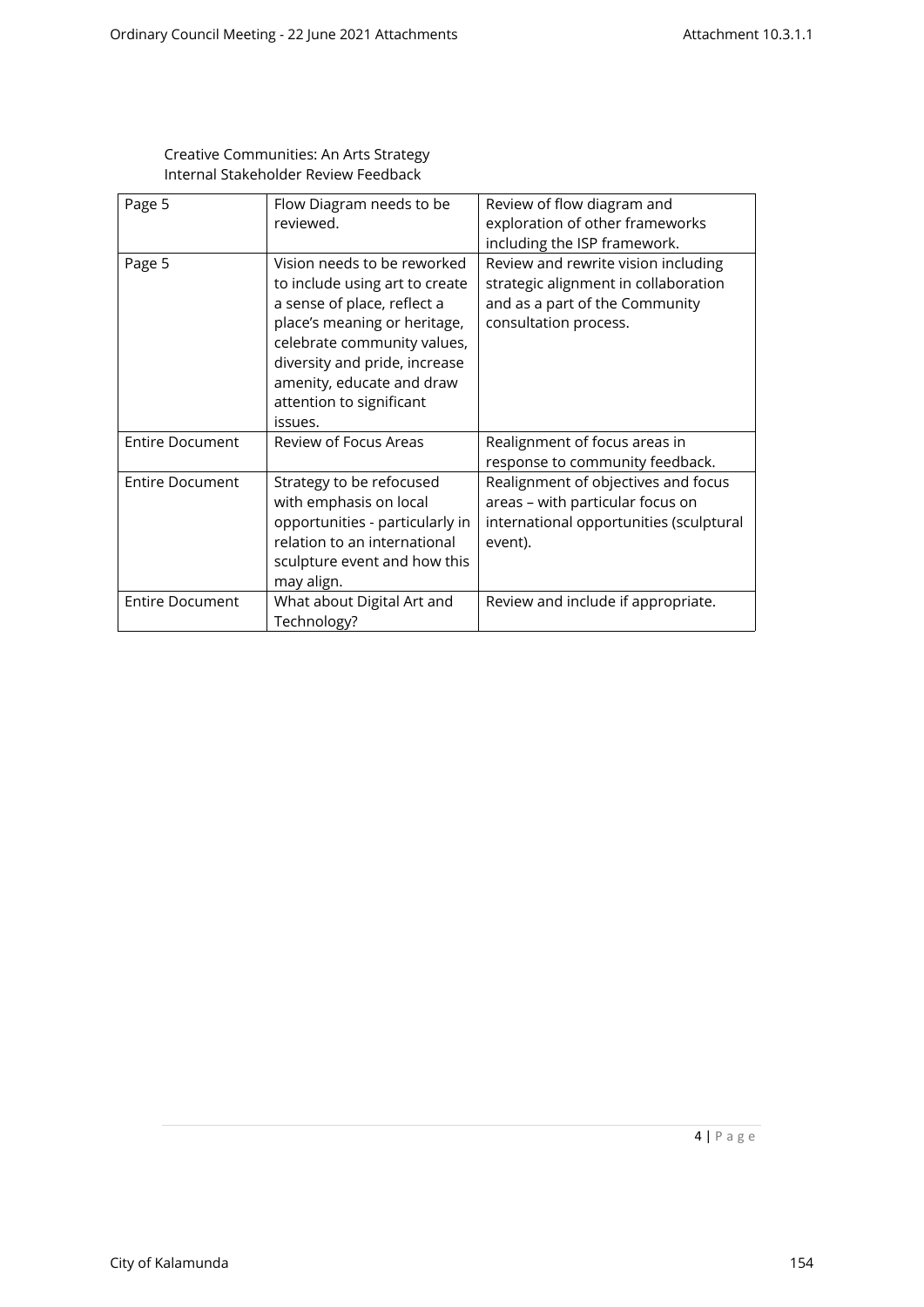Creative Communities: An Arts Strategy
Internal Stakeholder Review Feedback

| | | |
|---|---|---|
| Page 5 | Flow Diagram needs to be reviewed. | Review of flow diagram and exploration of other frameworks including the ISP framework. |
| Page 5 | Vision needs to be reworked to include using art to create a sense of place, reflect a place's meaning or heritage, celebrate community values, diversity and pride, increase amenity, educate and draw attention to significant issues. | Review and rewrite vision including strategic alignment in collaboration and as a part of the Community consultation process. |
| Entire Document | Review of Focus Areas | Realignment of focus areas in response to community feedback. |
| Entire Document | Strategy to be refocused with emphasis on local opportunities - particularly in relation to an international sculpture event and how this may align. | Realignment of objectives and focus areas – with particular focus on international opportunities (sculptural event). |
| Entire Document | What about Digital Art and Technology? | Review and include if appropriate. |